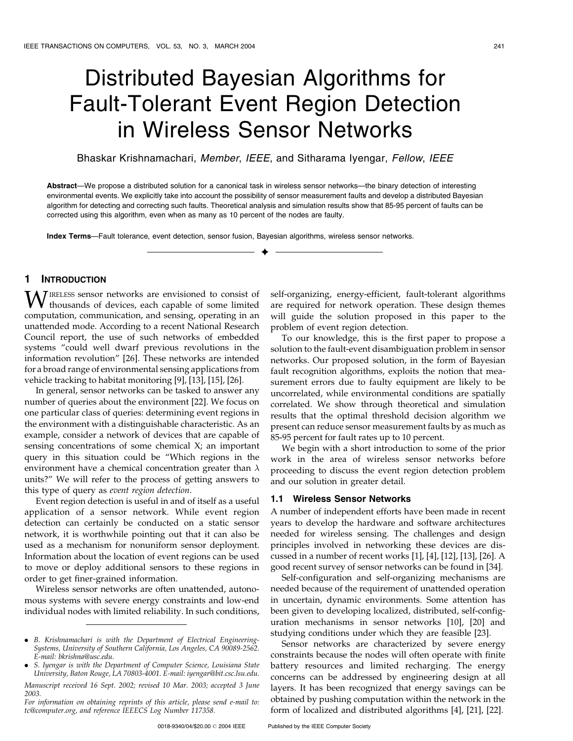# Distributed Bayesian Algorithms for Fault-Tolerant Event Region Detection in Wireless Sensor Networks

Bhaskar Krishnamachari, *Member*, *IEEE*, and Sitharama Iyengar, *Fellow*, *IEEE*

**Abstract**—We propose a distributed solution for a canonical task in wireless sensor networks—the binary detection of interesting environmental events. We explicitly take into account the possibility of sensor measurement faults and develop a distributed Bayesian algorithm for detecting and correcting such faults. Theoretical analysis and simulation results show that 85-95 percent of faults can be corrected using this algorithm, even when as many as 10 percent of the nodes are faulty.

**Index Terms**—Fault tolerance, event detection, sensor fusion, Bayesian algorithms, wireless sensor networks.

## 1 Introduction

Wireless sensor networks are envisioned to consist of thousands of devices, each capable of some limited computation, communication, and sensing, operating in an unattended mode. According to a recent National Research Council report, the use of such networks of embedded systems "could well dwarf previous revolutions in the information revolution" [26]. These networks are intended for a broad range of environmental sensing applications from vehicle tracking to habitat monitoring [9], [13], [15], [26].

In general, sensor networks can be tasked to answer any number of queries about the environment [22]. We focus on one particular class of queries: determining event regions in the environment with a distinguishable characteristic. As an example, consider a network of devices that are capable of sensing concentrations of some chemical X; an important query in this situation could be "Which regions in the environment have a chemical concentration greater than $\lambda$ units?" We will refer to the process of getting answers to this type of query as *event region detection*.

Event region detection is useful in and of itself as a useful application of a sensor network. While event region detection can certainly be conducted on a static sensor network, it is worthwhile pointing out that it can also be used as a mechanism for nonuniform sensor deployment. Information about the location of event regions can be used to move or deploy additional sensors to these regions in order to get finer-grained information.

Wireless sensor networks are often unattended, autonomous systems with severe energy constraints and low-end individual nodes with limited reliability. In such conditions, self-organizing, energy-efficient, fault-tolerant algorithms are required for network operation. These design themes will guide the solution proposed in this paper to the problem of event region detection.

To our knowledge, this is the first paper to propose a solution to the fault-event disambiguation problem in sensor networks. Our proposed solution, in the form of Bayesian fault recognition algorithms, exploits the notion that measurement errors due to faulty equipment are likely to be uncorrelated, while environmental conditions are spatially correlated. We show through theoretical and simulation results that the optimal threshold decision algorithm we present can reduce sensor measurement faults by as much as 85-95 percent for fault rates up to 10 percent.

We begin with a short introduction to some of the prior work in the area of wireless sensor networks before proceeding to discuss the event region detection problem and our solution in greater detail.

### 1.1 Wireless Sensor Networks

A number of independent efforts have been made in recent years to develop the hardware and software architectures needed for wireless sensing. The challenges and design principles involved in networking these devices are discussed in a number of recent works [1], [4], [12], [13], [26]. A good recent survey of sensor networks can be found in [34].

Self-configuration and self-organizing mechanisms are needed because of the requirement of unattended operation in uncertain, dynamic environments. Some attention has been given to developing localized, distributed, self-configuration mechanisms in sensor networks [10], [20] and studying conditions under which they are feasible [23].

Sensor networks are characterized by severe energy constraints because the nodes will often operate with finite battery resources and limited recharging. The energy concerns can be addressed by engineering design at all layers. It has been recognized that energy savings can be obtained by pushing computation within the network in the form of localized and distributed algorithms [4], [21], [22].

- *B. Krishnamachari is with the Department of Electrical Engineering-Systems, University of Southern California, Los Angeles, CA 90089-2562. E-mail: bkrishna@usc.edu.*
- *S. Iyengar is with the Department of Computer Science, Louisiana State University, Baton Rouge, LA 70803-4001. E-mail: iyengar@bit.csc.lsu.edu.*

*Manuscript received 16 Sept. 2002; revised 10 Mar. 2003; accepted 3 June 2003.*

*For information on obtaining reprints of this article, please send e-mail to: tc@computer.org, and reference IEEECS Log Number 117358.*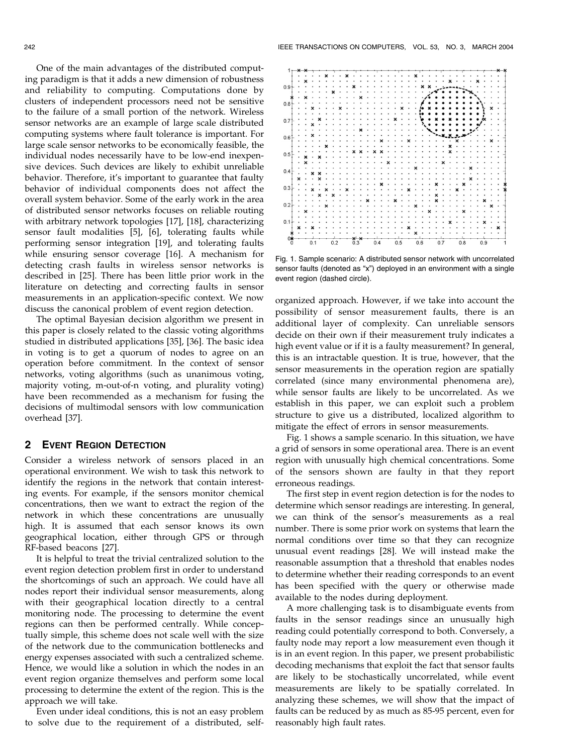One of the main advantages of the distributed computing paradigm is that it adds a new dimension of robustness and reliability to computing. Computations done by clusters of independent processors need not be sensitive to the failure of a small portion of the network. Wireless sensor networks are an example of large scale distributed computing systems where fault tolerance is important. For large scale sensor networks to be economically feasible, the individual nodes necessarily have to be low-end inexpensive devices. Such devices are likely to exhibit unreliable behavior. Therefore, it's important to guarantee that faulty behavior of individual components does not affect the overall system behavior. Some of the early work in the area of distributed sensor networks focuses on reliable routing with arbitrary network topologies [17], [18], characterizing sensor fault modalities [5], [6], tolerating faults while performing sensor integration [19], and tolerating faults while ensuring sensor coverage [16]. A mechanism for detecting crash faults in wireless sensor networks is described in [25]. There has been little prior work in the literature on detecting and correcting faults in sensor measurements in an application-specific context. We now discuss the canonical problem of event region detection.

The optimal Bayesian decision algorithm we present in this paper is closely related to the classic voting algorithms studied in distributed applications [35], [36]. The basic idea in voting is to get a quorum of nodes to agree on an operation before commitment. In the context of sensor networks, voting algorithms (such as unanimous voting, majority voting, m-out-of-n voting, and plurality voting) have been recommended as a mechanism for fusing the decisions of multimodal sensors with low communication overhead [37].

## 2 Event Region Detection

Consider a wireless network of sensors placed in an operational environment. We wish to task this network to identify the regions in the network that contain interesting events. For example, if the sensors monitor chemical concentrations, then we want to extract the region of the network in which these concentrations are unusually high. It is assumed that each sensor knows its own geographical location, either through GPS or through RF-based beacons [27].

It is helpful to treat the trivial centralized solution to the event region detection problem first in order to understand the shortcomings of such an approach. We could have all nodes report their individual sensor measurements, along with their geographical location directly to a central monitoring node. The processing to determine the event regions can then be performed centrally. While conceptually simple, this scheme does not scale well with the size of the network due to the communication bottlenecks and energy expenses associated with such a centralized scheme. Hence, we would like a solution in which the nodes in an event region organize themselves and perform some local processing to determine the extent of the region. This is the approach we will take.

Even under ideal conditions, this is not an easy problem to solve due to the requirement of a distributed, self-organized approach. However, if we take into account the possibility of sensor measurement faults, there is an additional layer of complexity. Can unreliable sensors decide on their own if their measurement truly indicates a high event value or if it is a faulty measurement? In general, this is an intractable question. It is true, however, that the sensor measurements in the operation region are spatially correlated (since many environmental phenomena are), while sensor faults are likely to be uncorrelated. As we establish in this paper, we can exploit such a problem structure to give us a distributed, localized algorithm to mitigate the effect of errors in sensor measurements.

Fig. 1. Sample scenario: A distributed sensor network with uncorrelated sensor faults (denoted as "x") deployed in an environment with a single event region (dashed circle).

Fig. 1 shows a sample scenario. In this situation, we have a grid of sensors in some operational area. There is an event region with unusually high chemical concentrations. Some of the sensors shown are faulty in that they report erroneous readings.

The first step in event region detection is for the nodes to determine which sensor readings are interesting. In general, we can think of the sensor's measurements as a real number. There is some prior work on systems that learn the normal conditions over time so that they can recognize unusual event readings [28]. We will instead make the reasonable assumption that a threshold that enables nodes to determine whether their reading corresponds to an event has been specified with the query or otherwise made available to the nodes during deployment.

A more challenging task is to disambiguate events from faults in the sensor readings since an unusually high reading could potentially correspond to both. Conversely, a faulty node may report a low measurement even though it is in an event region. In this paper, we present probabilistic decoding mechanisms that exploit the fact that sensor faults are likely to be stochastically uncorrelated, while event measurements are likely to be spatially correlated. In analyzing these schemes, we will show that the impact of faults can be reduced by as much as 85-95 percent, even for reasonably high fault rates.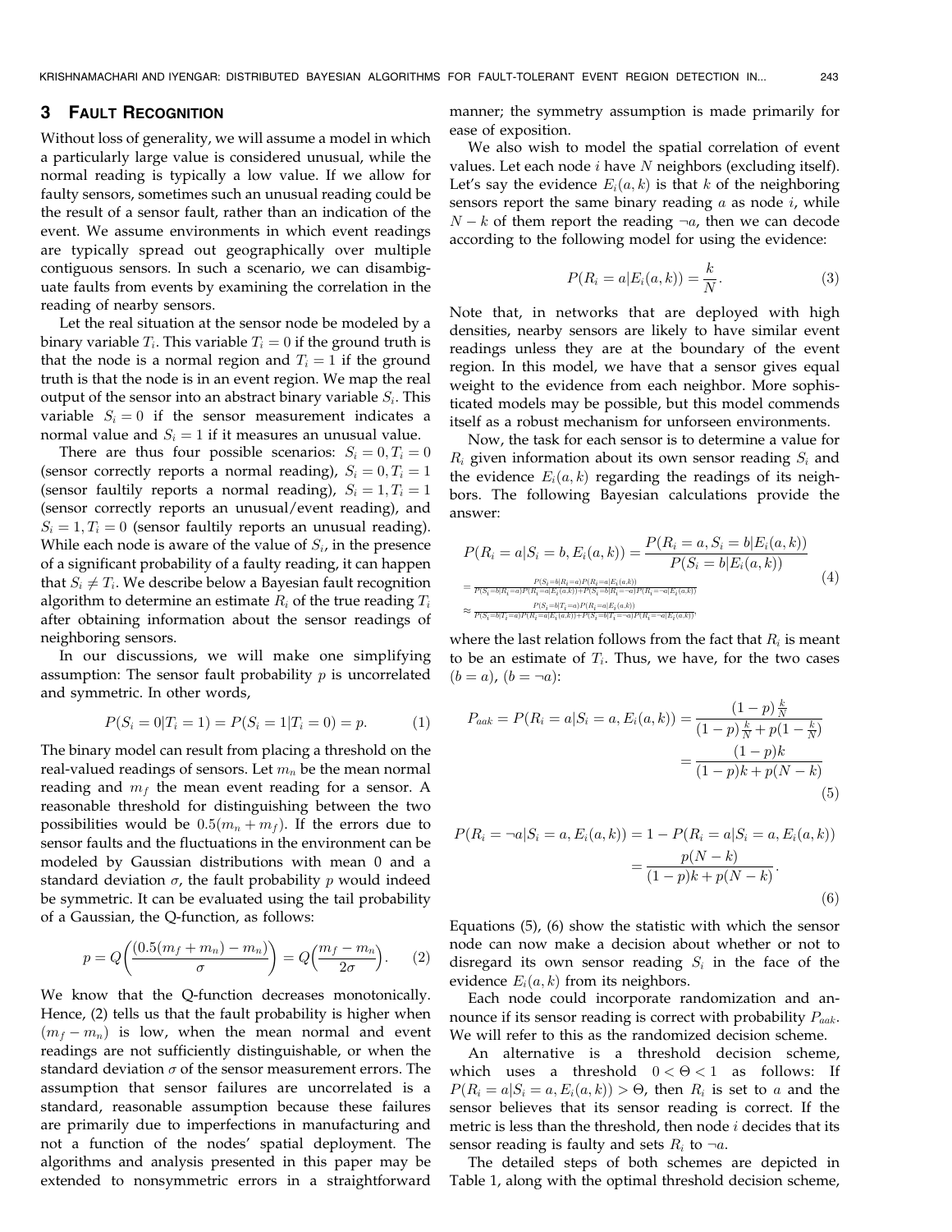## 3 Fault Recognition

Without loss of generality, we will assume a model in which a particularly large value is considered unusual, while the normal reading is typically a low value. If we allow for faulty sensors, sometimes such an unusual reading could be the result of a sensor fault, rather than an indication of the event. We assume environments in which event readings are typically spread out geographically over multiple contiguous sensors. In such a scenario, we can disambiguate faults from events by examining the correlation in the reading of nearby sensors.

Let the real situation at the sensor node be modeled by a binary variable $T_i$. This variable $T_i = 0$ if the ground truth is that the node is a normal region and $T_i = 1$ if the ground truth is that the node is in an event region. We map the real output of the sensor into an abstract binary variable $S_i$. This variable $S_i = 0$ if the sensor measurement indicates a normal value and $S_i = 1$ if it measures an unusual value.

There are thus four possible scenarios: $S_i = 0, T_i = 0$ (sensor correctly reports a normal reading), $S_i = 0, T_i = 1$ (sensor faultily reports a normal reading), $S_i = 1, T_i = 1$ (sensor correctly reports an unusual/event reading), and $S_i = 1, T_i = 0$ (sensor faultily reports an unusual reading). While each node is aware of the value of $S_i$, in the presence of a significant probability of a faulty reading, it can happen that $S_i \neq T_i$. We describe below a Bayesian fault recognition algorithm to determine an estimate $R_i$ of the true reading $T_i$ after obtaining information about the sensor readings of neighboring sensors.

In our discussions, we will make one simplifying assumption: The sensor fault probability $p$ is uncorrelated and symmetric. In other words,

$$P(S_i = 0|T_i = 1) = P(S_i = 1|T_i = 0) = p. \tag{1}$$

The binary model can result from placing a threshold on the real-valued readings of sensors. Let $m_n$ be the mean normal reading and $m_f$ the mean event reading for a sensor. A reasonable threshold for distinguishing between the two possibilities would be $0.5(m_n + m_f)$. If the errors due to sensor faults and the fluctuations in the environment can be modeled by Gaussian distributions with mean 0 and a standard deviation $\sigma$, the fault probability $p$ would indeed be symmetric. It can be evaluated using the tail probability of a Gaussian, the Q-function, as follows:

$$p = Q\left(\frac{(0.5(m_f + m_n) - m_n)}{\sigma}\right) = Q\left(\frac{m_f - m_n}{2\sigma}\right). \tag{2}$$

We know that the Q-function decreases monotonically. Hence, (2) tells us that the fault probability is higher when $(m_f - m_n)$ is low, when the mean normal and event readings are not sufficiently distinguishable, or when the standard deviation $\sigma$ of the sensor measurement errors. The assumption that sensor failures are uncorrelated is a standard, reasonable assumption because these failures are primarily due to imperfections in manufacturing and not a function of the nodes' spatial deployment. The algorithms and analysis presented in this paper may be extended to nonsymmetric errors in a straightforward manner; the symmetry assumption is made primarily for ease of exposition.

We also wish to model the spatial correlation of event values. Let each node $i$ have $N$ neighbors (excluding itself). Let's say the evidence $E_i(a,k)$ is that $k$ of the neighboring sensors report the same binary reading $a$ as node $i$, while $N - k$ of them report the reading $\neg a$, then we can decode according to the following model for using the evidence:

$$P(R_i = a|E_i(a,k)) = \frac{k}{N}. \tag{3}$$

Note that, in networks that are deployed with high densities, nearby sensors are likely to have similar event readings unless they are at the boundary of the event region. In this model, we have that a sensor gives equal weight to the evidence from each neighbor. More sophisticated models may be possible, but this model commends itself as a robust mechanism for unforseen environments.

Now, the task for each sensor is to determine a value for $R_i$ given information about its own sensor reading $S_i$ and the evidence $E_i(a,k)$ regarding the readings of its neighbors. The following Bayesian calculations provide the answer:

$$\begin{aligned} P(R_i = a|S_i = b, E_i(a,k)) &= \frac{P(R_i = a, S_i = b|E_i(a,k))}{P(S_i = b|E_i(a,k))} \\ &= \frac{P(S_i=b|R_i=a)P(R_i=a|E_i(a,k))}{P(S_i=b|R_i=a)P(R_i=a|E_i(a,k)) + P(S_i=b|R_i=\neg a)P(R_i=\neg a|E_i(a,k))} \\ &\approx \frac{P(S_i=b|T_i=a)P(R_i=a|E_i(a,k))}{P(S_i=b|T_i=a)P(R_i=a|E_i(a,k)) + P(S_i=b|T_i=\neg a)P(R_i=\neg a|E_i(a,k))}, \end{aligned} \tag{4}$$

where the last relation follows from the fact that $R_i$ is meant to be an estimate of $T_i$. Thus, we have, for the two cases $(b = a)$, $(b = \neg a)$:

$$\begin{aligned} P_{aak} = P(R_i = a|S_i = a, E_i(a,k)) &= \frac{(1-p)\frac{k}{N}}{(1-p)\frac{k}{N} + p(1-\frac{k}{N})} \\ &= \frac{(1-p)k}{(1-p)k + p(N-k)} \end{aligned} \tag{5}$$

$$\begin{aligned} P(R_i = \neg a|S_i = a, E_i(a,k)) &= 1 - P(R_i = a|S_i = a, E_i(a,k)) \\ &= \frac{p(N-k)}{(1-p)k + p(N-k)}. \end{aligned} \tag{6}$$

Equations (5), (6) show the statistic with which the sensor node can now make a decision about whether or not to disregard its own sensor reading $S_i$ in the face of the evidence $E_i(a,k)$ from its neighbors.

Each node could incorporate randomization and announce if its sensor reading is correct with probability $P_{aak}$. We will refer to this as the randomized decision scheme.

An alternative is a threshold decision scheme, which uses a threshold $0 < \Theta < 1$ as follows: If $P(R_i = a|S_i = a, E_i(a,k)) > \Theta$, then $R_i$ is set to $a$ and the sensor believes that its sensor reading is correct. If the metric is less than the threshold, then node $i$ decides that its sensor reading is faulty and sets $R_i$ to $\neg a$.

The detailed steps of both schemes are depicted in Table 1, along with the optimal threshold decision scheme,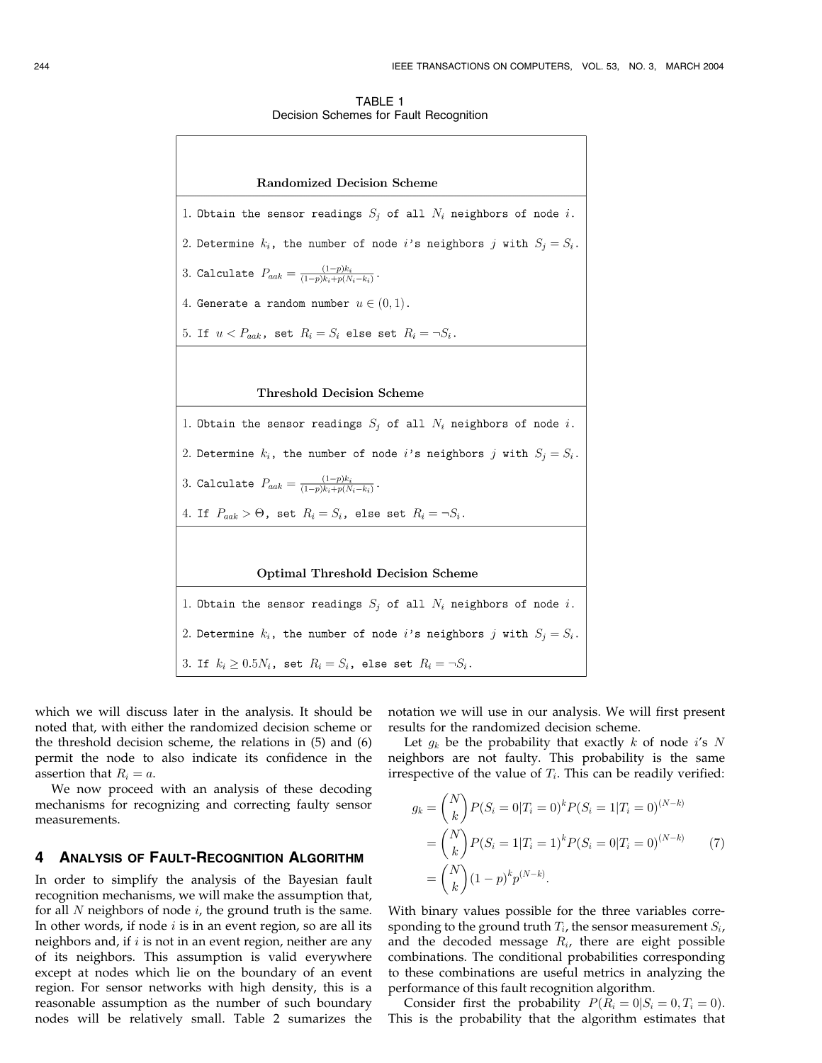TABLE 1
Decision Schemes for Fault Recognition

**Randomized Decision Scheme**

1. Obtain the sensor readings $S_j$ of all $N_i$ neighbors of node $i$.
2. Determine $k_i$, the number of node $i$'s neighbors $j$ with $S_j = S_i$.
3. Calculate $P_{aak} = \frac{(1-p)k_i}{(1-p)k_i + p(N_i - k_i)}$.
4. Generate a random number $u \in (0, 1)$.
5. If $u < P_{aak}$, set $R_i = S_i$ else set $R_i = \neg S_i$.

**Threshold Decision Scheme**

1. Obtain the sensor readings $S_j$ of all $N_i$ neighbors of node $i$.
2. Determine $k_i$, the number of node $i$'s neighbors $j$ with $S_j = S_i$.
3. Calculate $P_{aak} = \frac{(1-p)k_i}{(1-p)k_i + p(N_i - k_i)}$.
4. If $P_{aak} > \Theta$, set $R_i = S_i$, else set $R_i = \neg S_i$.

**Optimal Threshold Decision Scheme**

1. Obtain the sensor readings $S_j$ of all $N_i$ neighbors of node $i$.
2. Determine $k_i$, the number of node $i$'s neighbors $j$ with $S_j = S_i$.
3. If $k_i \geq 0.5N_i$, set $R_i = S_i$, else set $R_i = \neg S_i$.

which we will discuss later in the analysis. It should be noted that, with either the randomized decision scheme or the threshold decision scheme, the relations in (5) and (6) permit the node to also indicate its confidence in the assertion that $R_i = a$.

We now proceed with an analysis of these decoding mechanisms for recognizing and correcting faulty sensor measurements.

## 4 Analysis of Fault-Recognition Algorithm

In order to simplify the analysis of the Bayesian fault recognition mechanisms, we will make the assumption that, for all $N$ neighbors of node $i$, the ground truth is the same. In other words, if node $i$ is in an event region, so are all its neighbors and, if $i$ is not in an event region, neither are any of its neighbors. This assumption is valid everywhere except at nodes which lie on the boundary of an event region. For sensor networks with high density, this is a reasonable assumption as the number of such boundary nodes will be relatively small. Table 2 sumarizes the notation we will use in our analysis. We will first present results for the randomized decision scheme.

Let $g_k$ be the probability that exactly $k$ of node $i$'s $N$ neighbors are not faulty. This probability is the same irrespective of the value of $T_i$. This can be readily verified:

$$
\begin{aligned}
g_k &= \binom{N}{k} P(S_i = 0 | T_i = 0)^k P(S_i = 1 | T_i = 0)^{(N-k)} \\
&= \binom{N}{k} P(S_i = 1 | T_i = 1)^k P(S_i = 0 | T_i = 0)^{(N-k)} \\
&= \binom{N}{k} (1-p)^k p^{(N-k)}.
\end{aligned} \tag{7}
$$

With binary values possible for the three variables corresponding to the ground truth $T_i$, the sensor measurement $S_i$, and the decoded message $R_i$, there are eight possible combinations. The conditional probabilities corresponding to these combinations are useful metrics in analyzing the performance of this fault recognition algorithm.

Consider first the probability $P(R_i = 0 | S_i = 0, T_i = 0)$. This is the probability that the algorithm estimates that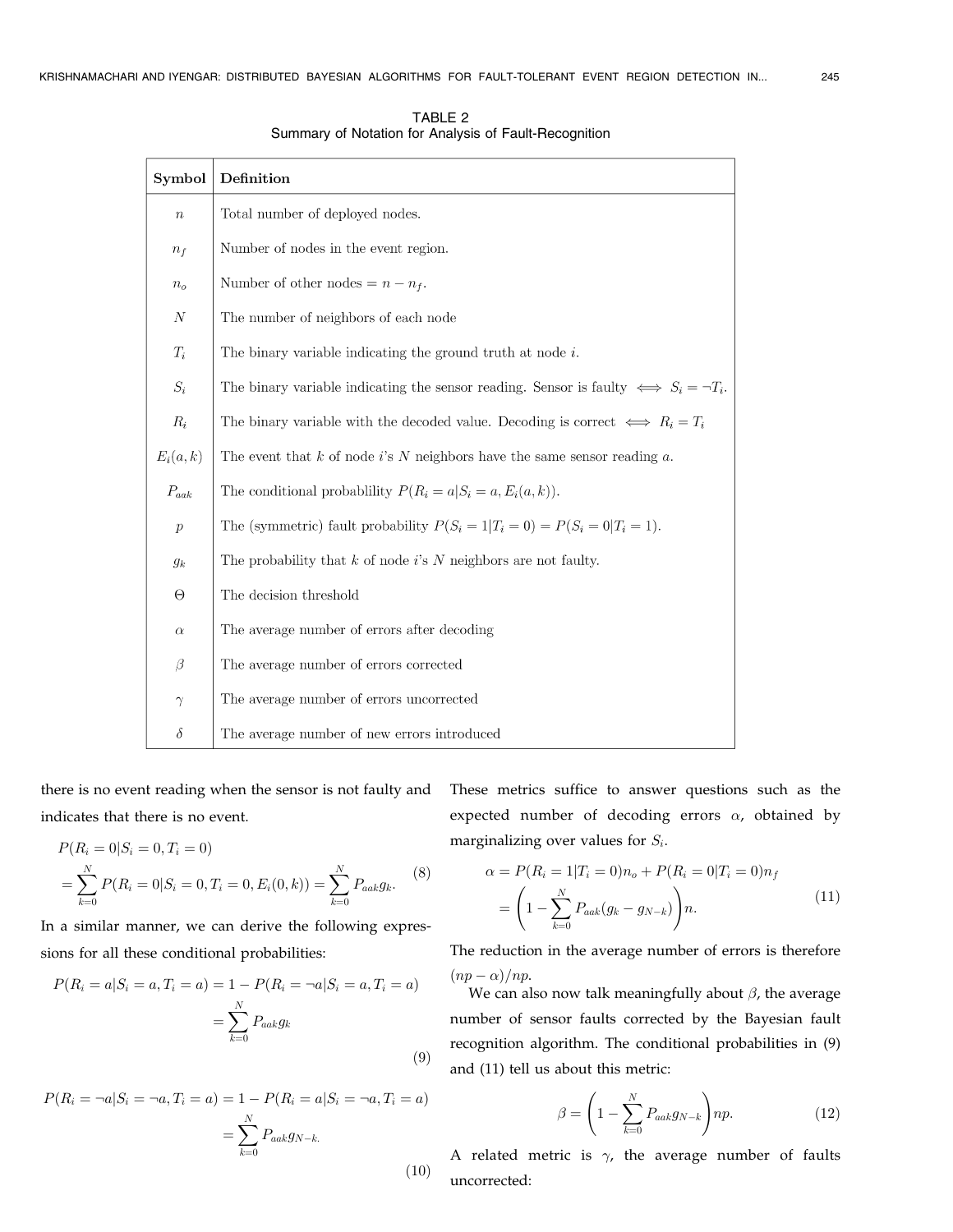TABLE 2
Summary of Notation for Analysis of Fault-Recognition

| Symbol | Definition |
|---|---|
| $n$ | Total number of deployed nodes. |
| $n_f$ | Number of nodes in the event region. |
| $n_o$ | Number of other nodes $= n - n_f$. |
| $N$ | The number of neighbors of each node |
| $T_i$ | The binary variable indicating the ground truth at node $i$. |
| $S_i$ | The binary variable indicating the sensor reading. Sensor is faulty $\iff S_i = \neg T_i$. |
| $R_i$ | The binary variable with the decoded value. Decoding is correct $\iff R_i = T_i$ |
| $E_i(a,k)$ | The event that $k$ of node $i$'s $N$ neighbors have the same sensor reading $a$. |
| $P_{aak}$ | The conditional probablility $P(R_i = a \vert S_i = a, E_i(a,k))$. |
| $p$ | The (symmetric) fault probability $P(S_i = 1 \vert T_i = 0) = P(S_i = 0 \vert T_i = 1)$. |
| $g_k$ | The probability that $k$ of node $i$'s $N$ neighbors are not faulty. |
| $\Theta$ | The decision threshold |
| $\alpha$ | The average number of errors after decoding |
| $\beta$ | The average number of errors corrected |
| $\gamma$ | The average number of errors uncorrected |
| $\delta$ | The average number of new errors introduced |

there is no event reading when the sensor is not faulty and indicates that there is no event.

$$P(R_i = 0|S_i = 0, T_i = 0) = \sum_{k=0}^{N} P(R_i = 0|S_i = 0, T_i = 0, E_i(0,k)) = \sum_{k=0}^{N} P_{aak} g_k. \tag{8}$$

In a similar manner, we can derive the following expressions for all these conditional probabilities:

$$P(R_i = a|S_i = a, T_i = a) = 1 - P(R_i = \neg a|S_i = a, T_i = a) = \sum_{k=0}^{N} P_{aak} g_k \tag{9}$$

$$P(R_i = \neg a|S_i = \neg a, T_i = a) = 1 - P(R_i = a|S_i = \neg a, T_i = a) = \sum_{k=0}^{N} P_{aak} g_{N-k}. \tag{10}$$

These metrics suffice to answer questions such as the expected number of decoding errors $\alpha$, obtained by marginalizing over values for $S_i$.

$$\alpha = P(R_i = 1|T_i = 0)n_o + P(R_i = 0|T_i = 0)n_f = \left(1 - \sum_{k=0}^{N} P_{aak}(g_k - g_{N-k})\right)n. \tag{11}$$

The reduction in the average number of errors is therefore $(np - \alpha)/np$.

We can also now talk meaningfully about $\beta$, the average number of sensor faults corrected by the Bayesian fault recognition algorithm. The conditional probabilities in (9) and (11) tell us about this metric:

$$\beta = \left(1 - \sum_{k=0}^{N} P_{aak} g_{N-k}\right)np. \tag{12}$$

A related metric is $\gamma$, the average number of faults uncorrected: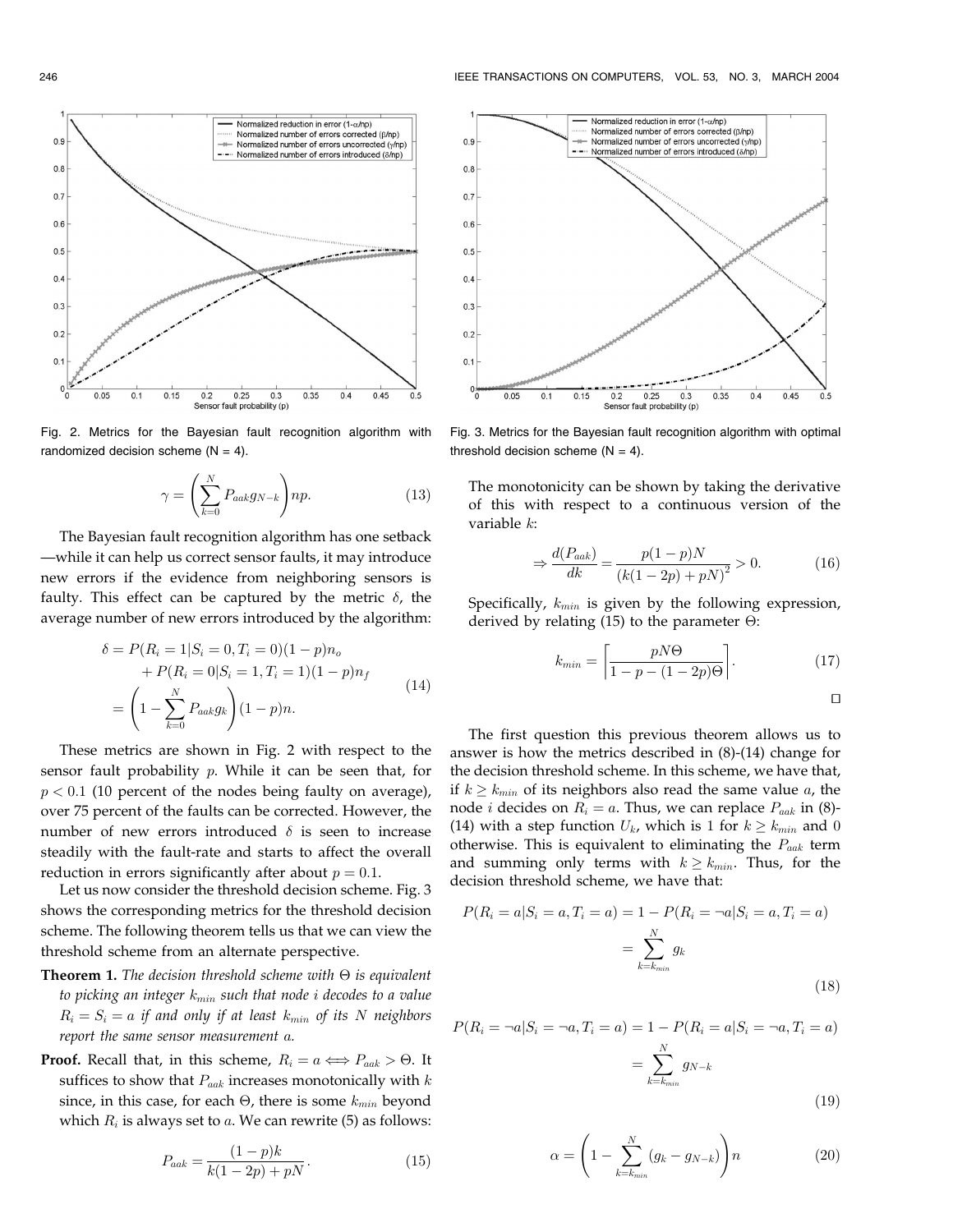Fig. 2. Metrics for the Bayesian fault recognition algorithm with randomized decision scheme (N = 4).

Fig. 3. Metrics for the Bayesian fault recognition algorithm with optimal threshold decision scheme (N = 4).

$$\gamma = \left( \sum_{k=0}^{N} P_{aak} g_{N-k} \right) np. \tag{13}$$

The Bayesian fault recognition algorithm has one setback —while it can help us correct sensor faults, it may introduce new errors if the evidence from neighboring sensors is faulty. This effect can be captured by the metric $\delta$, the average number of new errors introduced by the algorithm:

$$\begin{aligned}
\delta &= P(R_i = 1 | S_i = 0, T_i = 0)(1-p)n_o \\
&\quad + P(R_i = 0 | S_i = 1, T_i = 1)(1-p)n_f \\
&= \left( 1 - \sum_{k=0}^{N} P_{aak} g_k \right)(1-p)n.
\end{aligned} \tag{14}$$

These metrics are shown in Fig. 2 with respect to the sensor fault probability $p$. While it can be seen that, for $p < 0.1$ (10 percent of the nodes being faulty on average), over 75 percent of the faults can be corrected. However, the number of new errors introduced $\delta$ is seen to increase steadily with the fault-rate and starts to affect the overall reduction in errors significantly after about $p = 0.1$.

Let us now consider the threshold decision scheme. Fig. 3 shows the corresponding metrics for the threshold decision scheme. The following theorem tells us that we can view the threshold scheme from an alternate perspective.

**Theorem 1.** *The decision threshold scheme with $\Theta$ is equivalent to picking an integer $k_{min}$ such that node $i$ decodes to a value $R_i = S_i = a$ if and only if at least $k_{min}$ of its $N$ neighbors report the same sensor measurement $a$.*

**Proof.** Recall that, in this scheme, $R_i = a \iff P_{aak} > \Theta$. It suffices to show that $P_{aak}$ increases monotonically with $k$ since, in this case, for each $\Theta$, there is some $k_{min}$ beyond which $R_i$ is always set to $a$. We can rewrite (5) as follows:

$$P_{aak} = \frac{(1-p)k}{k(1-2p) + pN}. \tag{15}$$

The monotonicity can be shown by taking the derivative of this with respect to a continuous version of the variable $k$:

$$\Rightarrow \frac{d(P_{aak})}{dk} = \frac{p(1-p)N}{\left(k(1-2p) + pN\right)^2} > 0. \tag{16}$$

Specifically, $k_{min}$ is given by the following expression, derived by relating (15) to the parameter $\Theta$:

$$k_{min} = \left\lceil \frac{pN\Theta}{1 - p - (1-2p)\Theta} \right\rceil. \tag{17}$$

□

The first question this previous theorem allows us to answer is how the metrics described in (8)-(14) change for the decision threshold scheme. In this scheme, we have that, if $k \geq k_{min}$ of its neighbors also read the same value $a$, the node $i$ decides on $R_i = a$. Thus, we can replace $P_{aak}$ in (8)-(14) with a step function $U_k$, which is 1 for $k \geq k_{min}$ and 0 otherwise. This is equivalent to eliminating the $P_{aak}$ term and summing only terms with $k \geq k_{min}$. Thus, for the decision threshold scheme, we have that:

$$\begin{aligned}
P(R_i = a | S_i = a, T_i = a) &= 1 - P(R_i = \neg a | S_i = a, T_i = a) \\
&= \sum_{k=k_{min}}^{N} g_k
\end{aligned} \tag{18}$$

$$\begin{aligned}
P(R_i = \neg a | S_i = \neg a, T_i = a) &= 1 - P(R_i = a | S_i = \neg a, T_i = a) \\
&= \sum_{k=k_{min}}^{N} g_{N-k}
\end{aligned} \tag{19}$$

$$\alpha = \left( 1 - \sum_{k=k_{min}}^{N} (g_k - g_{N-k}) \right) n \tag{20}$$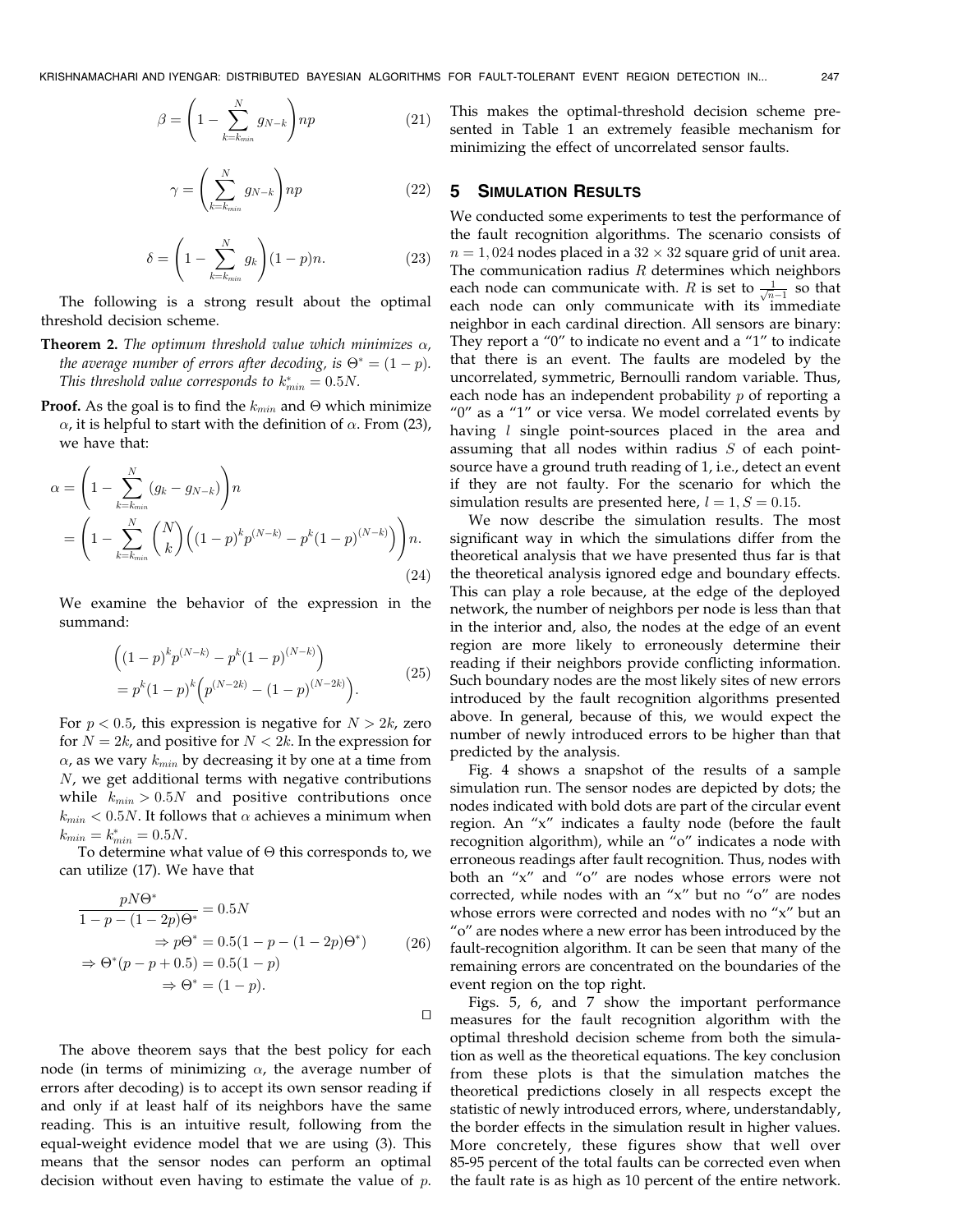$$\beta = \left(1 - \sum_{k=k_{min}}^{N} g_{N-k}\right) np \tag{21}$$

$$\gamma = \left(\sum_{k=k_{min}}^{N} g_{N-k}\right) np \tag{22}$$

$$\delta = \left(1 - \sum_{k=k_{min}}^{N} g_{k}\right) (1-p)n. \tag{23}$$

The following is a strong result about the optimal threshold decision scheme.

**Theorem 2.** *The optimum threshold value which minimizes $\alpha$, the average number of errors after decoding, is $\Theta^* = (1-p)$. This threshold value corresponds to $k^*_{min} = 0.5N$.*

**Proof.** As the goal is to find the $k_{min}$ and $\Theta$ which minimize $\alpha$, it is helpful to start with the definition of $\alpha$. From (23), we have that:

$$\begin{aligned}
\alpha &= \left(1 - \sum_{k=k_{min}}^{N} (g_k - g_{N-k})\right) n \\
&= \left(1 - \sum_{k=k_{min}}^{N} \binom{N}{k} \Big((1-p)^k p^{(N-k)} - p^k (1-p)^{(N-k)}\Big)\right) n.
\end{aligned} \tag{24}$$

We examine the behavior of the expression in the summand:

$$\begin{aligned}
&\Big((1-p)^k p^{(N-k)} - p^k (1-p)^{(N-k)}\Big) \\
&= p^k (1-p)^k \Big(p^{(N-2k)} - (1-p)^{(N-2k)}\Big).
\end{aligned} \tag{25}$$

For $p < 0.5$, this expression is negative for $N > 2k$, zero for $N = 2k$, and positive for $N < 2k$. In the expression for $\alpha$, as we vary $k_{min}$ by decreasing it by one at a time from $N$, we get additional terms with negative contributions while $k_{min} > 0.5N$ and positive contributions once $k_{min} < 0.5N$. It follows that $\alpha$ achieves a minimum when $k_{min} = k^*_{min} = 0.5N$.

To determine what value of $\Theta$ this corresponds to, we can utilize (17). We have that

$$\begin{aligned}
&\frac{pN\Theta^*}{1 - p - (1-2p)\Theta^*} = 0.5N \\
&\Rightarrow p\Theta^* = 0.5(1 - p - (1-2p)\Theta^*) \\
&\Rightarrow \Theta^*(p - p + 0.5) = 0.5(1-p) \\
&\Rightarrow \Theta^* = (1-p).
\end{aligned} \tag{26}$$

□

The above theorem says that the best policy for each node (in terms of minimizing $\alpha$, the average number of errors after decoding) is to accept its own sensor reading if and only if at least half of its neighbors have the same reading. This is an intuitive result, following from the equal-weight evidence model that we are using (3). This means that the sensor nodes can perform an optimal decision without even having to estimate the value of $p$. This makes the optimal-threshold decision scheme presented in Table 1 an extremely feasible mechanism for minimizing the effect of uncorrelated sensor faults.

## 5 Simulation Results

We conducted some experiments to test the performance of the fault recognition algorithms. The scenario consists of $n = 1{,}024$ nodes placed in a $32 \times 32$ square grid of unit area. The communication radius $R$ determines which neighbors each node can communicate with. $R$ is set to $\frac{1}{\sqrt{n}-1}$ so that each node can only communicate with its immediate neighbor in each cardinal direction. All sensors are binary: They report a "0" to indicate no event and a "1" to indicate that there is an event. The faults are modeled by the uncorrelated, symmetric, Bernoulli random variable. Thus, each node has an independent probability $p$ of reporting a "0" as a "1" or vice versa. We model correlated events by having $l$ single point-sources placed in the area and assuming that all nodes within radius $S$ of each point-source have a ground truth reading of 1, i.e., detect an event if they are not faulty. For the scenario for which the simulation results are presented here, $l = 1, S = 0.15$.

We now describe the simulation results. The most significant way in which the simulations differ from the theoretical analysis that we have presented thus far is that the theoretical analysis ignored edge and boundary effects. This can play a role because, at the edge of the deployed network, the number of neighbors per node is less than that in the interior and, also, the nodes at the edge of an event region are more likely to erroneously determine their reading if their neighbors provide conflicting information. Such boundary nodes are the most likely sites of new errors introduced by the fault recognition algorithms presented above. In general, because of this, we would expect the number of newly introduced errors to be higher than that predicted by the analysis.

Fig. 4 shows a snapshot of the results of a sample simulation run. The sensor nodes are depicted by dots; the nodes indicated with bold dots are part of the circular event region. An "x" indicates a faulty node (before the fault recognition algorithm), while an "o" indicates a node with erroneous readings after fault recognition. Thus, nodes with both an "x" and "o" are nodes whose errors were not corrected, while nodes with an "x" but no "o" are nodes whose errors were corrected and nodes with no "x" but an "o" are nodes where a new error has been introduced by the fault-recognition algorithm. It can be seen that many of the remaining errors are concentrated on the boundaries of the event region on the top right.

Figs. 5, 6, and 7 show the important performance measures for the fault recognition algorithm with the optimal threshold decision scheme from both the simulation as well as the theoretical equations. The key conclusion from these plots is that the simulation matches the theoretical predictions closely in all respects except the statistic of newly introduced errors, where, understandably, the border effects in the simulation result in higher values. More concretely, these figures show that well over 85-95 percent of the total faults can be corrected even when the fault rate is as high as 10 percent of the entire network.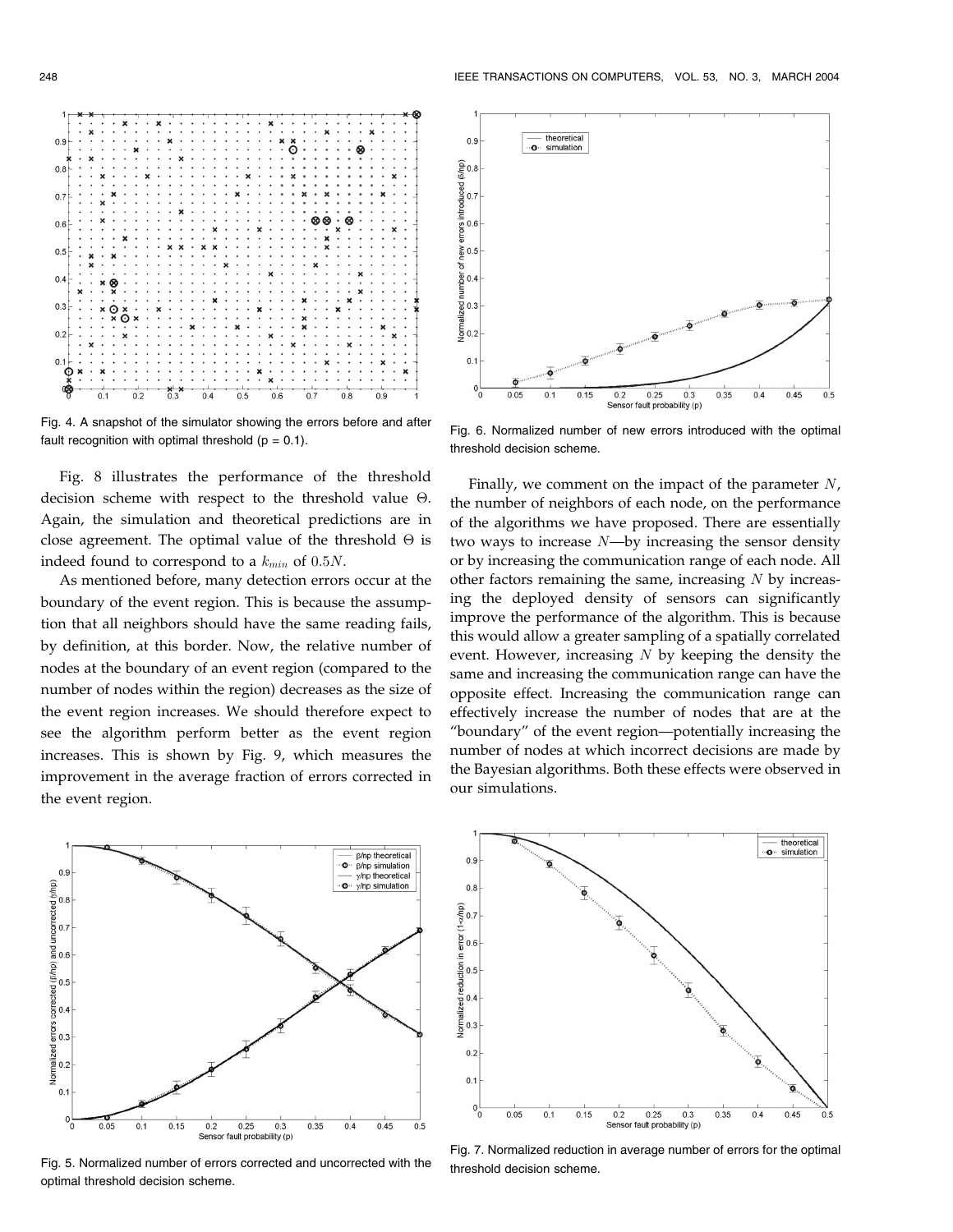Fig. 4. A snapshot of the simulator showing the errors before and after fault recognition with optimal threshold ($p = 0.1$).

Fig. 8 illustrates the performance of the threshold decision scheme with respect to the threshold value $\Theta$. Again, the simulation and theoretical predictions are in close agreement. The optimal value of the threshold $\Theta$ is indeed found to correspond to a $k_{min}$ of $0.5N$.

As mentioned before, many detection errors occur at the boundary of the event region. This is because the assumption that all neighbors should have the same reading fails, by definition, at this border. Now, the relative number of nodes at the boundary of an event region (compared to the number of nodes within the region) decreases as the size of the event region increases. We should therefore expect to see the algorithm perform better as the event region increases. This is shown by Fig. 9, which measures the improvement in the average fraction of errors corrected in the event region.

Fig. 6. Normalized number of new errors introduced with the optimal threshold decision scheme.

Finally, we comment on the impact of the parameter $N$, the number of neighbors of each node, on the performance of the algorithms we have proposed. There are essentially two ways to increase $N$—by increasing the sensor density or by increasing the communication range of each node. All other factors remaining the same, increasing $N$ by increasing the deployed density of sensors can significantly improve the performance of the algorithm. This is because this would allow a greater sampling of a spatially correlated event. However, increasing $N$ by keeping the density the same and increasing the communication range can have the opposite effect. Increasing the communication range can effectively increase the number of nodes that are at the "boundary" of the event region—potentially increasing the number of nodes at which incorrect decisions are made by the Bayesian algorithms. Both these effects were observed in our simulations.

Fig. 5. Normalized number of errors corrected and uncorrected with the optimal threshold decision scheme.

Fig. 7. Normalized reduction in average number of errors for the optimal threshold decision scheme.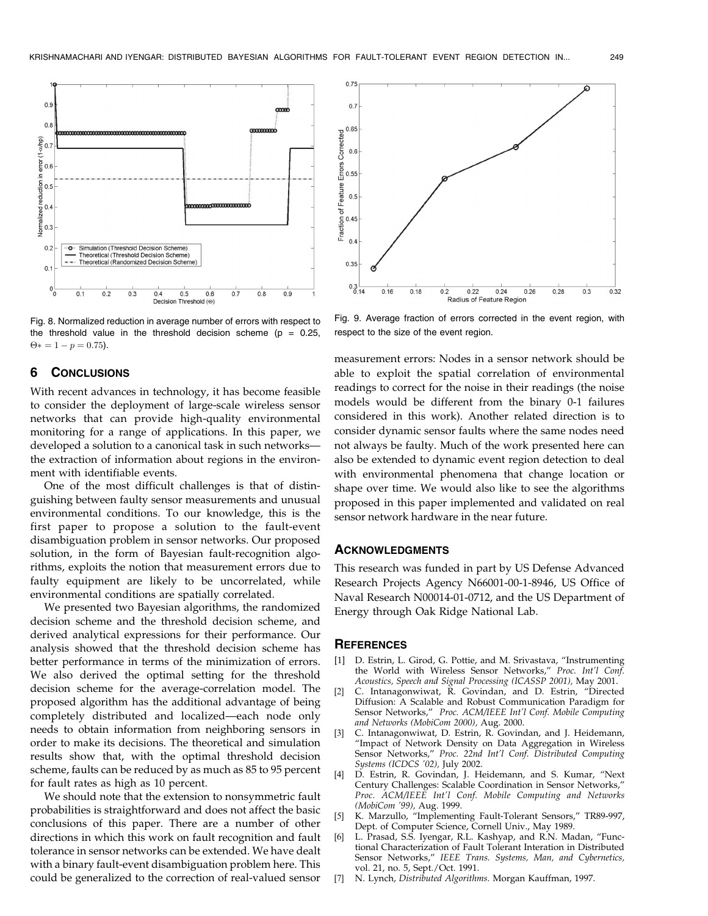Fig. 8. Normalized reduction in average number of errors with respect to the threshold value in the threshold decision scheme ($p = 0.25$, $\Theta* = 1 - p = 0.75$).

Fig. 9. Average fraction of errors corrected in the event region, with respect to the size of the event region.

## 6 Conclusions

With recent advances in technology, it has become feasible to consider the deployment of large-scale wireless sensor networks that can provide high-quality environmental monitoring for a range of applications. In this paper, we developed a solution to a canonical task in such networks—the extraction of information about regions in the environment with identifiable events.

One of the most difficult challenges is that of distinguishing between faulty sensor measurements and unusual environmental conditions. To our knowledge, this is the first paper to propose a solution to the fault-event disambiguation problem in sensor networks. Our proposed solution, in the form of Bayesian fault-recognition algorithms, exploits the notion that measurement errors due to faulty equipment are likely to be uncorrelated, while environmental conditions are spatially correlated.

We presented two Bayesian algorithms, the randomized decision scheme and the threshold decision scheme, and derived analytical expressions for their performance. Our analysis showed that the threshold decision scheme has better performance in terms of the minimization of errors. We also derived the optimal setting for the threshold decision scheme for the average-correlation model. The proposed algorithm has the additional advantage of being completely distributed and localized—each node only needs to obtain information from neighboring sensors in order to make its decisions. The theoretical and simulation results show that, with the optimal threshold decision scheme, faults can be reduced by as much as 85 to 95 percent for fault rates as high as 10 percent.

We should note that the extension to nonsymmetric fault probabilities is straightforward and does not affect the basic conclusions of this paper. There are a number of other directions in which this work on fault recognition and fault tolerance in sensor networks can be extended. We have dealt with a binary fault-event disambiguation problem here. This could be generalized to the correction of real-valued sensor measurement errors: Nodes in a sensor network should be able to exploit the spatial correlation of environmental readings to correct for the noise in their readings (the noise models would be different from the binary 0-1 failures considered in this work). Another related direction is to consider dynamic sensor faults where the same nodes need not always be faulty. Much of the work presented here can also be extended to dynamic event region detection to deal with environmental phenomena that change location or shape over time. We would also like to see the algorithms proposed in this paper implemented and validated on real sensor network hardware in the near future.

## Acknowledgments

This research was funded in part by US Defense Advanced Research Projects Agency N66001-00-1-8946, US Office of Naval Research N00014-01-0712, and the US Department of Energy through Oak Ridge National Lab.

## References

[1] D. Estrin, L. Girod, G. Pottie, and M. Srivastava, "Instrumenting the World with Wireless Sensor Networks," *Proc. Int'l Conf. Acoustics, Speech and Signal Processing (ICASSP 2001),* May 2001.

[2] C. Intanagonwiwat, R. Govindan, and D. Estrin, "Directed Diffusion: A Scalable and Robust Communication Paradigm for Sensor Networks," *Proc. ACM/IEEE Int'l Conf. Mobile Computing and Networks (MobiCom 2000),* Aug. 2000.

[3] C. Intanagonwiwat, D. Estrin, R. Govindan, and J. Heidemann, "Impact of Network Density on Data Aggregation in Wireless Sensor Networks," *Proc. 22nd Int'l Conf. Distributed Computing Systems (ICDCS '02),* July 2002.

[4] D. Estrin, R. Govindan, J. Heidemann, and S. Kumar, "Next Century Challenges: Scalable Coordination in Sensor Networks," *Proc. ACM/IEEE Int'l Conf. Mobile Computing and Networks (MobiCom '99),* Aug. 1999.

[5] K. Marzullo, "Implementing Fault-Tolerant Sensors," TR89-997, Dept. of Computer Science, Cornell Univ., May 1989.

[6] L. Prasad, S.S. Iyengar, R.L. Kashyap, and R.N. Madan, "Functional Characterization of Fault Tolerant Interation in Distributed Sensor Networks," *IEEE Trans. Systems, Man, and Cybernetics,* vol. 21, no. 5, Sept./Oct. 1991.

[7] N. Lynch, *Distributed Algorithms.* Morgan Kauffman, 1997.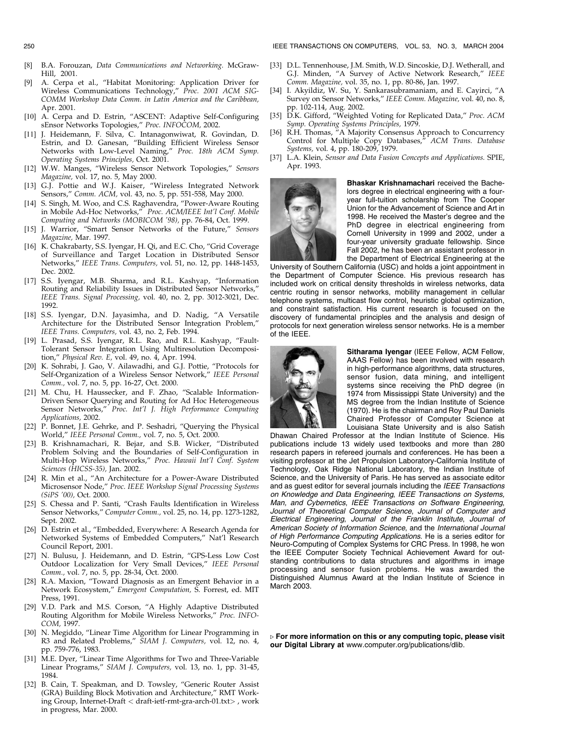[8] B.A. Forouzan, *Data Communications and Networking.* McGraw-Hill, 2001.

[9] A. Cerpa et al., "Habitat Monitoring: Application Driver for Wireless Communications Technology," *Proc. 2001 ACM SIGCOMM Workshop Data Comm. in Latin America and the Caribbean,* Apr. 2001.

[10] A. Cerpa and D. Estrin, "ASCENT: Adaptive Self-Configuring sEnsor Networks Topologies," *Proc. INFOCOM,* 2002.

[11] J. Heidemann, F. Silva, C. Intanagonwiwat, R. Govindan, D. Estrin, and D. Ganesan, "Building Efficient Wireless Sensor Networks with Low-Level Naming," *Proc. 18th ACM Symp. Operating Systems Principles,* Oct. 2001.

[12] W.W. Manges, "Wireless Sensor Network Topologies," *Sensors Magazine,* vol. 17, no. 5, May 2000.

[13] G.J. Pottie and W.J. Kaiser, "Wireless Integrated Network Sensors," *Comm. ACM,* vol. 43, no. 5, pp. 551-558, May 2000.

[14] S. Singh, M. Woo, and C.S. Raghavendra, "Power-Aware Routing in Mobile Ad-Hoc Networks," *Proc. ACM/IEEE Int'l Conf. Mobile Computing and Networks (MOBICOM '98),* pp. 76-84, Oct. 1999.

[15] J. Warrior, "Smart Sensor Networks of the Future," *Sensors Magazine,* Mar. 1997.

[16] K. Chakrabarty, S.S. Iyengar, H. Qi, and E.C. Cho, "Grid Coverage of Surveillance and Target Location in Distributed Sensor Networks," *IEEE Trans. Computers,* vol. 51, no. 12, pp. 1448-1453, Dec. 2002.

[17] S.S. Iyengar, M.B. Sharma, and R.L. Kashyap, "Information Routing and Reliability Issues in Distributed Sensor Networks," *IEEE Trans. Signal Processing,* vol. 40, no. 2, pp. 3012-3021, Dec. 1992.

[18] S.S. Iyengar, D.N. Jayasimha, and D. Nadig, "A Versatile Architecture for the Distributed Sensor Integration Problem," *IEEE Trans. Computers,* vol. 43, no. 2, Feb. 1994.

[19] L. Prasad, S.S. Iyengar, R.L. Rao, and R.L. Kashyap, "Fault-Tolerant Sensor Integration Using Multiresolution Decomposition," *Physical Rev. E,* vol. 49, no. 4, Apr. 1994.

[20] K. Sohrabi, J. Gao, V. Ailawadhi, and G.J. Pottie, "Protocols for Self-Organization of a Wireless Sensor Network," *IEEE Personal Comm.,* vol. 7, no. 5, pp. 16-27, Oct. 2000.

[21] M. Chu, H. Haussecker, and F. Zhao, "Scalable Information-Driven Sensor Querying and Routing for Ad Hoc Heterogeneous Sensor Networks," *Proc. Int'l J. High Performance Computing Applications,* 2002.

[22] P. Bonnet, J.E. Gehrke, and P. Seshadri, "Querying the Physical World," *IEEE Personal Comm.,* vol. 7, no. 5, Oct. 2000.

[23] B. Krishnamachari, R. Bejar, and S.B. Wicker, "Distributed Problem Solving and the Boundaries of Self-Configuration in Multi-Hop Wireless Networks," *Proc. Hawaii Int'l Conf. System Sciences (HICSS-35),* Jan. 2002.

[24] R. Min et al., "An Architecture for a Power-Aware Distributed Microsensor Node," *Proc. IEEE Workshop Signal Processing Systems (SiPS '00),* Oct. 2000.

[25] S. Chessa and P. Santi, "Crash Faults Identification in Wireless Sensor Networks," *Computer Comm.,* vol. 25, no. 14, pp. 1273-1282, Sept. 2002.

[26] D. Estrin et al., "Embedded, Everywhere: A Research Agenda for Networked Systems of Embedded Computers," Nat'l Research Council Report, 2001.

[27] N. Bulusu, J. Heidemann, and D. Estrin, "GPS-Less Low Cost Outdoor Localization for Very Small Devices," *IEEE Personal Comm.,* vol. 7, no. 5, pp. 28-34, Oct. 2000.

[28] R.A. Maxion, "Toward Diagnosis as an Emergent Behavior in a Network Ecosystem," *Emergent Computation,* S. Forrest, ed. MIT Press, 1991.

[29] V.D. Park and M.S. Corson, "A Highly Adaptive Distributed Routing Algorithm for Mobile Wireless Networks," *Proc. INFOCOM,* 1997.

[30] N. Megiddo, "Linear Time Algorithm for Linear Programming in R3 and Related Problems," *SIAM J. Computers,* vol. 12, no. 4, pp. 759-776, 1983.

[31] M.E. Dyer, "Linear Time Algorithms for Two and Three-Variable Linear Programs," *SIAM J. Computers,* vol. 13, no. 1, pp. 31-45, 1984.

[32] B. Cain, T. Speakman, and D. Towsley, "Generic Router Assist (GRA) Building Block Motivation and Architecture," RMT Working Group, Internet-Draft < draft-ietf-rmt-gra-arch-01.txt> , work in progress, Mar. 2000.

[33] D.L. Tennenhouse, J.M. Smith, W.D. Sincoskie, D.J. Wetherall, and G.J. Minden, "A Survey of Active Network Research," *IEEE Comm. Magazine,* vol. 35, no. 1, pp. 80-86, Jan. 1997.

[34] I. Akyildiz, W. Su, Y. Sankarasubramaniam, and E. Cayirci, "A Survey on Sensor Networks," *IEEE Comm. Magazine,* vol. 40, no. 8, pp. 102-114, Aug. 2002.

[35] D.K. Gifford, "Weighted Voting for Replicated Data," *Proc. ACM Symp. Operating Systems Principles,* 1979.

[36] R.H. Thomas, "A Majority Consensus Approach to Concurrency Control for Multiple Copy Databases," *ACM Trans. Database Systems,* vol. 4, pp. 180-209, 1979.

[37] L.A. Klein, *Sensor and Data Fusion Concepts and Applications.* SPIE, Apr. 1993.

**Bhaskar Krishnamachari** received the Bachelors degree in electrical engineering with a four-year full-tuition scholarship from The Cooper Union for the Advancement of Science and Art in 1998. He received the Master's degree and the PhD degree in electrical engineering from Cornell University in 1999 and 2002, under a four-year university graduate fellowship. Since Fall 2002, he has been an assistant professor in the Department of Electrical Engineering at the University of Southern California (USC) and holds a joint appointment in the Department of Computer Science. His previous research has included work on critical density thresholds in wireless networks, data centric routing in sensor networks, mobility management in cellular telephone systems, multicast flow control, heuristic global optimization, and constraint satisfaction. His current research is focused on the discovery of fundamental principles and the analysis and design of protocols for next generation wireless sensor networks. He is a member of the IEEE.

**Sitharama Iyengar** (IEEE Fellow, ACM Fellow, AAAS Fellow) has been involved with research in high-performance algorithms, data structures, sensor fusion, data mining, and intelligent systems since receiving the PhD degree (in 1974 from Mississippi State University) and the MS degree from the Indian Institute of Science (1970). He is the chairman and Roy Paul Daniels Chaired Professor of Computer Science at Louisiana State University and is also Satish Dhawan Chaired Professor at the Indian Institute of Science. His publications include 13 widely used textbooks and more than 280 research papers in refereed journals and conferences. He has been a visiting professor at the Jet Propulsion Laboratory-California Institute of Technology, Oak Ridge National Laboratory, the Indian Institute of Science, and the University of Paris. He has served as associate editor and as guest editor for several journals including the *IEEE Transactions on Knowledge and Data Engineering*, *IEEE Transactions on Systems, Man, and Cybernetics*, *IEEE Transactions on Software Engineering*, *Journal of Theoretical Computer Science*, *Journal of Computer and Electrical Engineering*, *Journal of the Franklin Institute*, *Journal of American Society of Information Science*, and the *International Journal of High Performance Computing Applications*. He is a series editor for Neuro-Computing of Complex Systems for CRC Press. In 1998, he won the IEEE Computer Society Technical Achievement Award for outstanding contributions to data structures and algorithms in image processing and sensor fusion problems. He was awarded the Distinguished Alumnus Award at the Indian Institute of Science in March 2003.

▷ **For more information on this or any computing topic, please visit our Digital Library at** www.computer.org/publications/dlib.